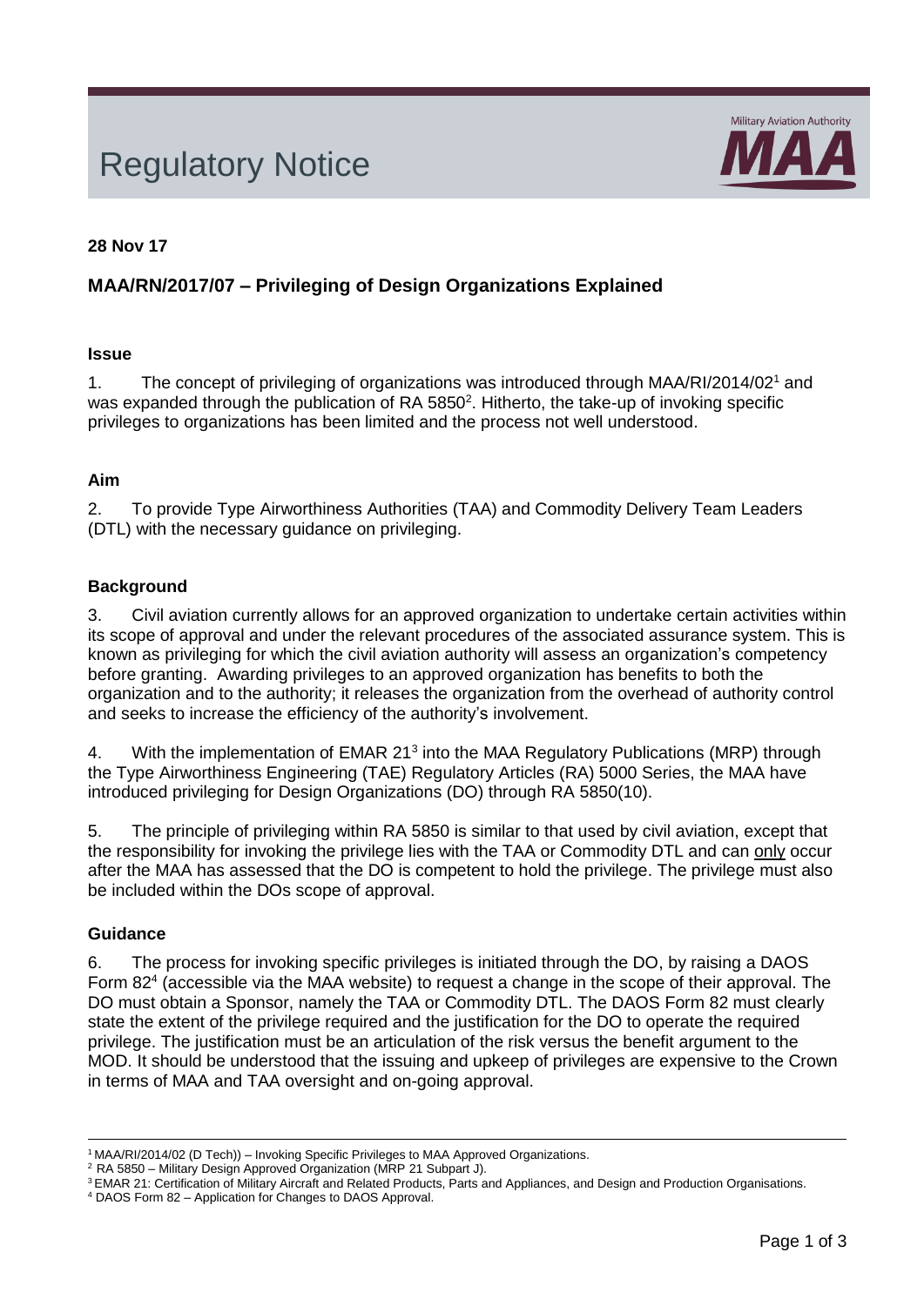# Regulatory Notice

**28 Nov 17**

## MAA/RN/2017/07 – Privileging of Design Organizations Explained

### Issue

1. The concept of privileging of organizations was introduced through MAA/RI/2014/02[1] and was expanded through the publication of RA 5850[2]. Hitherto, the take-up of invoking specific privileges to organizations has been limited and the process not well understood.

### Aim

2. To provide Type Airworthiness Authorities (TAA) and Commodity Delivery Team Leaders (DTL) with the necessary guidance on privileging.

### Background

3. Civil aviation currently allows for an approved organization to undertake certain activities within its scope of approval and under the relevant procedures of the associated assurance system. This is known as privileging for which the civil aviation authority will assess an organization's competency before granting. Awarding privileges to an approved organization has benefits to both the organization and to the authority; it releases the organization from the overhead of authority control and seeks to increase the efficiency of the authority's involvement.

4. With the implementation of EMAR 21[3] into the MAA Regulatory Publications (MRP) through the Type Airworthiness Engineering (TAE) Regulatory Articles (RA) 5000 Series, the MAA have introduced privileging for Design Organizations (DO) through RA 5850(10).

5. The principle of privileging within RA 5850 is similar to that used by civil aviation, except that the responsibility for invoking the privilege lies with the TAA or Commodity DTL and can only occur after the MAA has assessed that the DO is competent to hold the privilege. The privilege must also be included within the DOs scope of approval.

### Guidance

6. The process for invoking specific privileges is initiated through the DO, by raising a DAOS Form 82[4] (accessible via the MAA website) to request a change in the scope of their approval. The DO must obtain a Sponsor, namely the TAA or Commodity DTL. The DAOS Form 82 must clearly state the extent of the privilege required and the justification for the DO to operate the required privilege. The justification must be an articulation of the risk versus the benefit argument to the MOD. It should be understood that the issuing and upkeep of privileges are expensive to the Crown in terms of MAA and TAA oversight and on-going approval.

---

[1] MAA/RI/2014/02 (D Tech)) – Invoking Specific Privileges to MAA Approved Organizations.

[2] RA 5850 – Military Design Approved Organization (MRP 21 Subpart J).

[3] EMAR 21: Certification of Military Aircraft and Related Products, Parts and Appliances, and Design and Production Organisations.

[4] DAOS Form 82 – Application for Changes to DAOS Approval.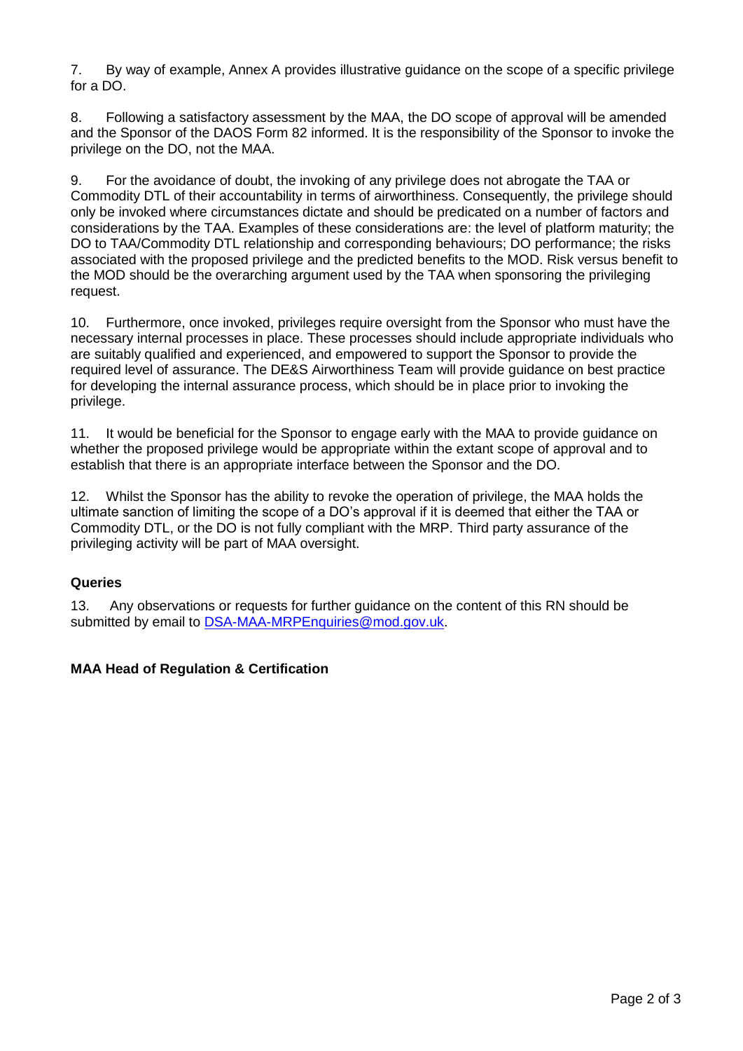7. By way of example, Annex A provides illustrative guidance on the scope of a specific privilege for a DO.

8. Following a satisfactory assessment by the MAA, the DO scope of approval will be amended and the Sponsor of the DAOS Form 82 informed. It is the responsibility of the Sponsor to invoke the privilege on the DO, not the MAA.

9. For the avoidance of doubt, the invoking of any privilege does not abrogate the TAA or Commodity DTL of their accountability in terms of airworthiness. Consequently, the privilege should only be invoked where circumstances dictate and should be predicated on a number of factors and considerations by the TAA. Examples of these considerations are: the level of platform maturity; the DO to TAA/Commodity DTL relationship and corresponding behaviours; DO performance; the risks associated with the proposed privilege and the predicted benefits to the MOD. Risk versus benefit to the MOD should be the overarching argument used by the TAA when sponsoring the privileging request.

10. Furthermore, once invoked, privileges require oversight from the Sponsor who must have the necessary internal processes in place. These processes should include appropriate individuals who are suitably qualified and experienced, and empowered to support the Sponsor to provide the required level of assurance. The DE&S Airworthiness Team will provide guidance on best practice for developing the internal assurance process, which should be in place prior to invoking the privilege.

11. It would be beneficial for the Sponsor to engage early with the MAA to provide guidance on whether the proposed privilege would be appropriate within the extant scope of approval and to establish that there is an appropriate interface between the Sponsor and the DO.

12. Whilst the Sponsor has the ability to revoke the operation of privilege, the MAA holds the ultimate sanction of limiting the scope of a DO's approval if it is deemed that either the TAA or Commodity DTL, or the DO is not fully compliant with the MRP. Third party assurance of the privileging activity will be part of MAA oversight.

**Queries**

13. Any observations or requests for further guidance on the content of this RN should be submitted by email to DSA-MAA-MRPEnquiries@mod.gov.uk.

**MAA Head of Regulation & Certification**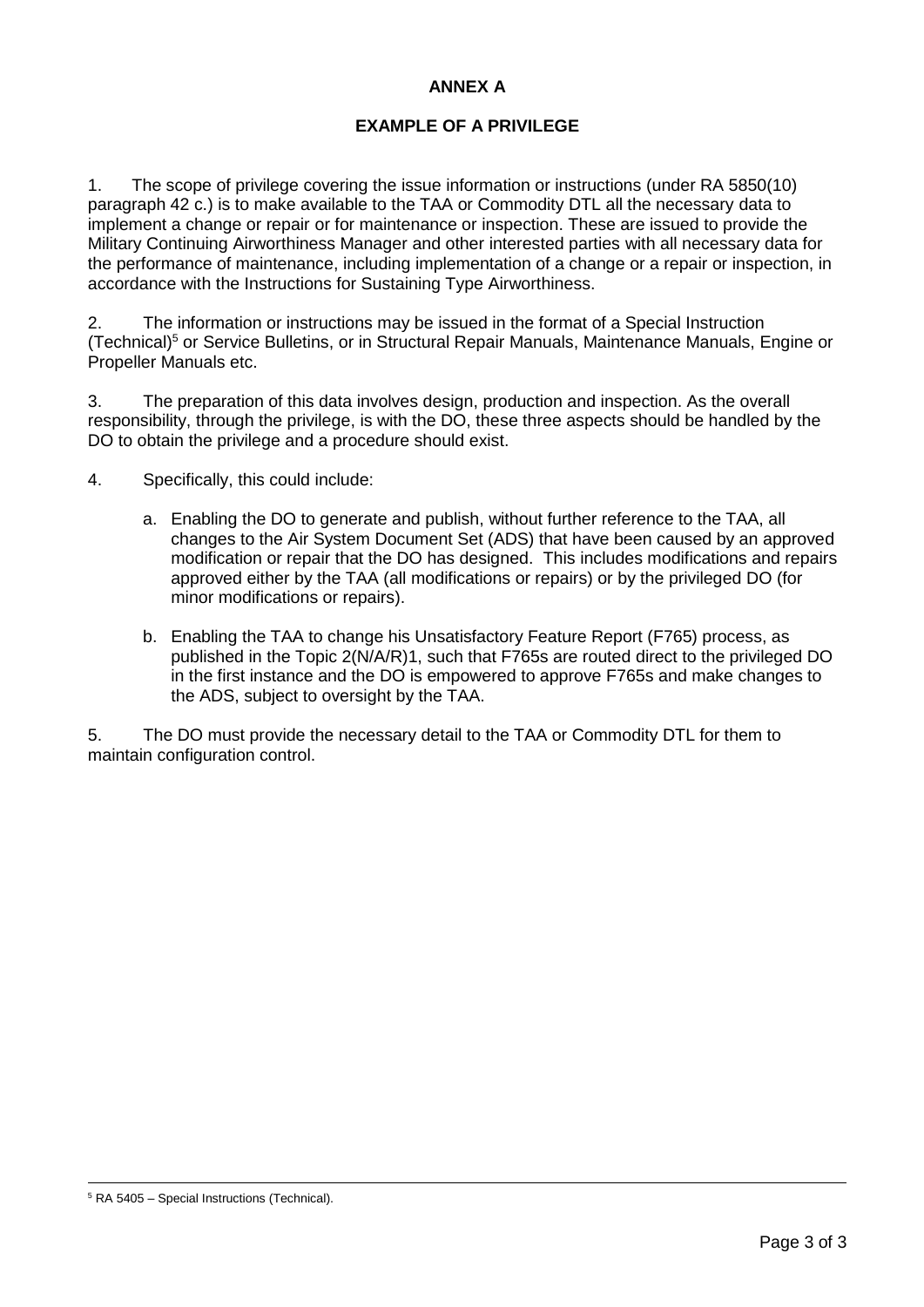**ANNEX A**

**EXAMPLE OF A PRIVILEGE**

1. The scope of privilege covering the issue information or instructions (under RA 5850(10) paragraph 42 c.) is to make available to the TAA or Commodity DTL all the necessary data to implement a change or repair or for maintenance or inspection. These are issued to provide the Military Continuing Airworthiness Manager and other interested parties with all necessary data for the performance of maintenance, including implementation of a change or a repair or inspection, in accordance with the Instructions for Sustaining Type Airworthiness.

2. The information or instructions may be issued in the format of a Special Instruction (Technical)[5] or Service Bulletins, or in Structural Repair Manuals, Maintenance Manuals, Engine or Propeller Manuals etc.

3. The preparation of this data involves design, production and inspection. As the overall responsibility, through the privilege, is with the DO, these three aspects should be handled by the DO to obtain the privilege and a procedure should exist.

4. Specifically, this could include:

   a. Enabling the DO to generate and publish, without further reference to the TAA, all changes to the Air System Document Set (ADS) that have been caused by an approved modification or repair that the DO has designed. This includes modifications and repairs approved either by the TAA (all modifications or repairs) or by the privileged DO (for minor modifications or repairs).

   b. Enabling the TAA to change his Unsatisfactory Feature Report (F765) process, as published in the Topic 2(N/A/R)1, such that F765s are routed direct to the privileged DO in the first instance and the DO is empowered to approve F765s and make changes to the ADS, subject to oversight by the TAA.

5. The DO must provide the necessary detail to the TAA or Commodity DTL for them to maintain configuration control.

---

[5] RA 5405 – Special Instructions (Technical).